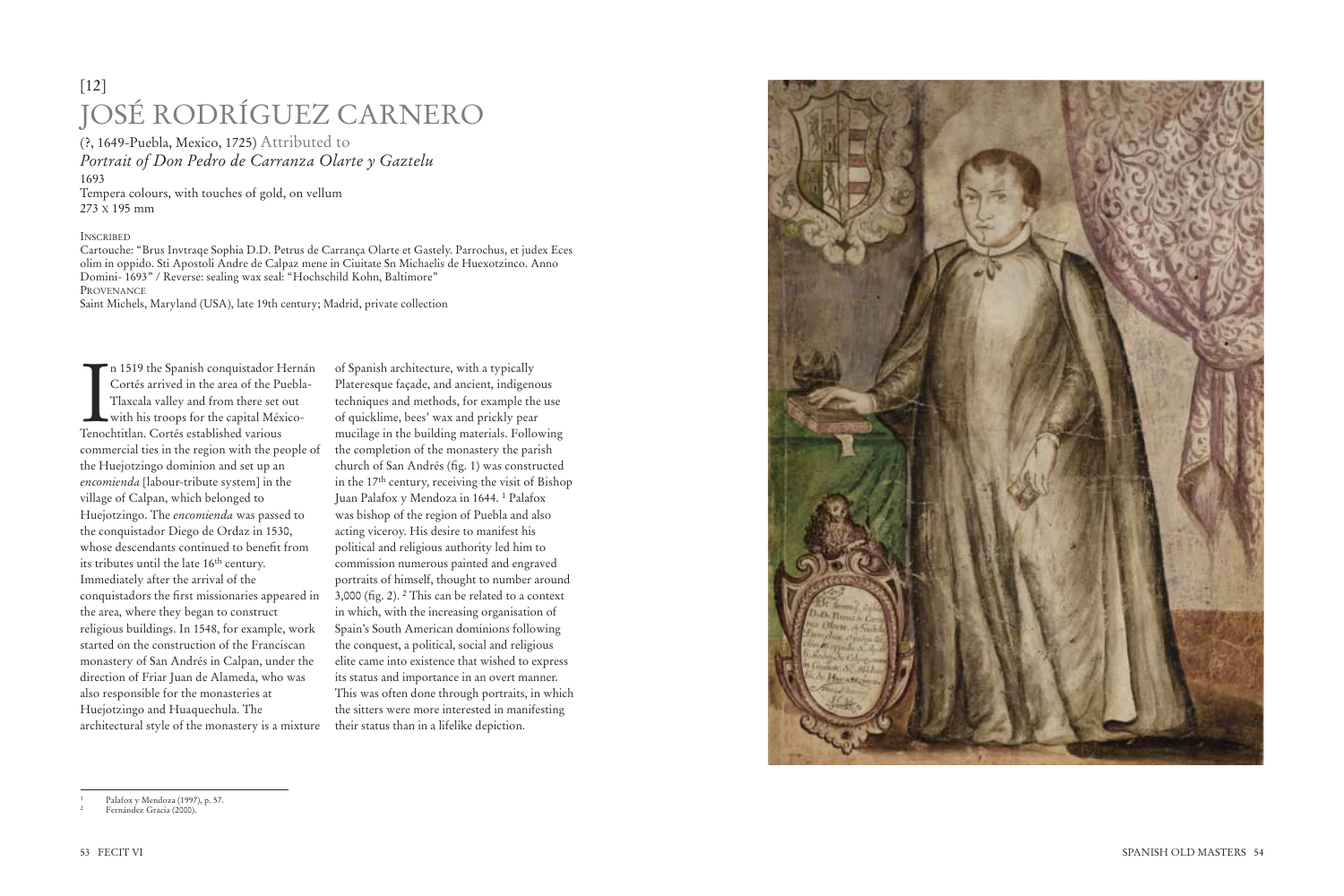[12]

# JOSÉ RODRÍGUEZ CARNERO

(?, 1649-Puebla, Mexico, 1725) Attributed to

*Portrait of Don Pedro de Carranza Olarte y Gaztelu*

1693

Tempera colours, with touches of gold, on vellum

273 x 195 mm

INSCRIBED

Cartouche: "Brus Invtraqe Sophia D.D. Petrus de Carrança Olarte et Gastely. Parrochus, et judex Eces olim in oppido. Sti Apostoli Andre de Calpaz mene in Ciuitate Sn Michaelis de Huexotzinco. Anno Domini- 1693" / Reverse: sealing wax seal: "Hochschild Kohn, Baltimore"

PROVENANCE

Saint Michels, Maryland (USA), late 19th century; Madrid, private collection

In 1519 the Spanish conquistador Hernán Cortés arrived in the area of the Puebla-Tlaxcala valley and from there set out with his troops for the capital México-Tenochtitlan. Cortés established various commercial ties in the region with the people of the Huejotzingo dominion and set up an *encomienda* [labour-tribute system] in the village of Calpan, which belonged to Huejotzingo. The *encomienda* was passed to the conquistador Diego de Ordaz in 1530, whose descendants continued to benefit from its tributes until the late 16th century. Immediately after the arrival of the conquistadors the first missionaries appeared in the area, where they began to construct religious buildings. In 1548, for example, work started on the construction of the Franciscan monastery of San Andrés in Calpan, under the direction of Friar Juan de Alameda, who was also responsible for the monasteries at Huejotzingo and Huaquechula. The architectural style of the monastery is a mixture of Spanish architecture, with a typically Plateresque façade, and ancient, indigenous techniques and methods, for example the use of quicklime, bees' wax and prickly pear mucilage in the building materials. Following the completion of the monastery the parish church of San Andrés (fig. 1) was constructed in the 17th century, receiving the visit of Bishop Juan Palafox y Mendoza in 1644. [1] Palafox was bishop of the region of Puebla and also acting viceroy. His desire to manifest his political and religious authority led him to commission numerous painted and engraved portraits of himself, thought to number around 3,000 (fig. 2). [2] This can be related to a context in which, with the increasing organisation of Spain's South American dominions following the conquest, a political, social and religious elite came into existence that wished to express its status and importance in an overt manner. This was often done through portraits, in which the sitters were more interested in manifesting their status than in a lifelike depiction.

---

[1] Palafox y Mendoza (1997), p. 57.

[2] Fernández Gracia (2000).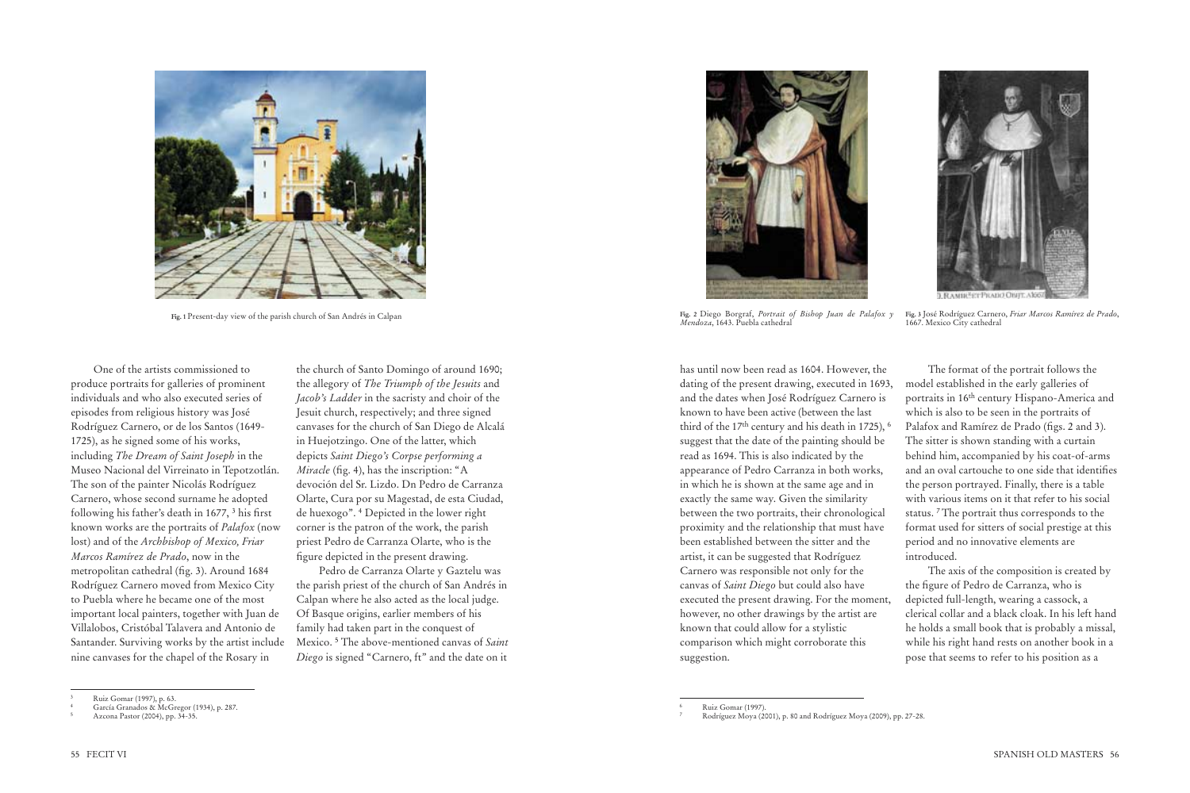Fig. 1 Present-day view of the parish church of San Andrés in Calpan

Fig. 2 Diego Borgraf, *Portrait of Bishop Juan de Palafox y Mendoza*, 1643. Puebla cathedral

Fig. 3 José Rodríguez Carnero, *Friar Marcos Ramírez de Prado*, 1667. Mexico City cathedral

One of the artists commissioned to produce portraits for galleries of prominent individuals and who also executed series of episodes from religious history was José Rodríguez Carnero, or de los Santos (1649-1725), as he signed some of his works, including *The Dream of Saint Joseph* in the Museo Nacional del Virreinato in Tepotzotlán. The son of the painter Nicolás Rodríguez Carnero, whose second surname he adopted following his father's death in 1677, [3] his first known works are the portraits of *Palafox* (now lost) and of the *Archbishop of Mexico, Friar Marcos Ramírez de Prado*, now in the metropolitan cathedral (fig. 3). Around 1684 Rodríguez Carnero moved from Mexico City to Puebla where he became one of the most important local painters, together with Juan de Villalobos, Cristóbal Talavera and Antonio de Santander. Surviving works by the artist include nine canvases for the chapel of the Rosary in the church of Santo Domingo of around 1690; the allegory of *The Triumph of the Jesuits* and *Jacob's Ladder* in the sacristy and choir of the Jesuit church, respectively; and three signed canvases for the church of San Diego de Alcalá in Huejotzingo. One of the latter, which depicts *Saint Diego's Corpse performing a Miracle* (fig. 4), has the inscription: "A devoción del Sr. Lizdo. Dn Pedro de Carranza Olarte, Cura por su Magestad, de esta Ciudad, de huexogo". [4] Depicted in the lower right corner is the patron of the work, the parish priest Pedro de Carranza Olarte, who is the figure depicted in the present drawing.

Pedro de Carranza Olarte y Gaztelu was the parish priest of the church of San Andrés in Calpan where he also acted as the local judge. Of Basque origins, earlier members of his family had taken part in the conquest of Mexico. [5] The above-mentioned canvas of *Saint Diego* is signed "Carnero, ft" and the date on it has until now been read as 1604. However, the dating of the present drawing, executed in 1693, and the dates when José Rodríguez Carnero is known to have been active (between the last third of the 17th century and his death in 1725), [6] suggest that the date of the painting should be read as 1694. This is also indicated by the appearance of Pedro Carranza in both works, in which he is shown at the same age and in exactly the same way. Given the similarity between the two portraits, their chronological proximity and the relationship that must have been established between the sitter and the artist, it can be suggested that Rodríguez Carnero was responsible not only for the canvas of *Saint Diego* but could also have executed the present drawing. For the moment, however, no other drawings by the artist are known that could allow for a stylistic comparison which might corroborate this suggestion.

The format of the portrait follows the model established in the early galleries of portraits in 16th century Hispano-America and which is also to be seen in the portraits of Palafox and Ramírez de Prado (figs. 2 and 3). The sitter is shown standing with a curtain behind him, accompanied by his coat-of-arms and an oval cartouche to one side that identifies the person portrayed. Finally, there is a table with various items on it that refer to his social status. [7] The portrait thus corresponds to the format used for sitters of social prestige at this period and no innovative elements are introduced.

The axis of the composition is created by the figure of Pedro de Carranza, who is depicted full-length, wearing a cassock, a clerical collar and a black cloak. In his left hand he holds a small book that is probably a missal, while his right hand rests on another book in a pose that seems to refer to his position as a

[3] Ruiz Gomar (1997), p. 63.

[4] García Granados & McGregor (1934), p. 287.

[5] Azcona Pastor (2004), pp. 34-35.

[6] Ruiz Gomar (1997).

[7] Rodríguez Moya (2001), p. 80 and Rodríguez Moya (2009), pp. 27-28.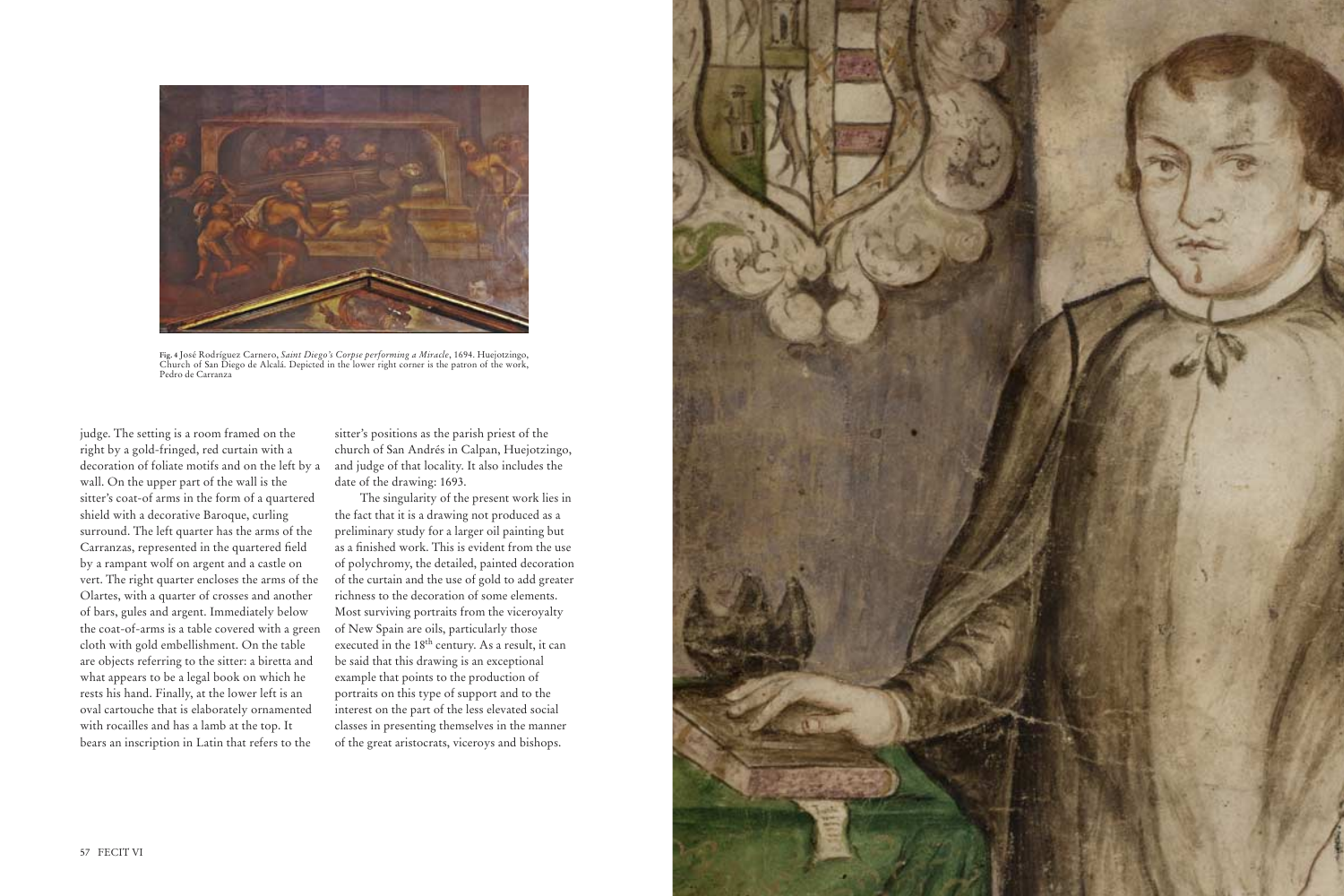Fig. 4 José Rodríguez Carnero, *Saint Diego's Corpse performing a Miracle*, 1694. Huejotzingo, Church of San Diego de Alcalá. Depicted in the lower right corner is the patron of the work, Pedro de Carranza

judge. The setting is a room framed on the right by a gold-fringed, red curtain with a decoration of foliate motifs and on the left by a wall. On the upper part of the wall is the sitter's coat-of-arms in the form of a quartered shield with a decorative Baroque, curling surround. The left quarter has the arms of the Carranzas, represented in the quartered field by a rampant wolf on argent and a castle on vert. The right quarter encloses the arms of the Olartes, with a quarter of crosses and another of bars, gules and argent. Immediately below the coat-of-arms is a table covered with a green cloth with gold embellishment. On the table are objects referring to the sitter: a biretta and what appears to be a legal book on which he rests his hand. Finally, at the lower left is an oval cartouche that is elaborately ornamented with rocailles and has a lamb at the top. It bears an inscription in Latin that refers to the sitter's positions as the parish priest of the church of San Andrés in Calpan, Huejotzingo, and judge of that locality. It also includes the date of the drawing: 1693.

The singularity of the present work lies in the fact that it is a drawing not produced as a preliminary study for a larger oil painting but as a finished work. This is evident from the use of polychromy, the detailed, painted decoration of the curtain and the use of gold to add greater richness to the decoration of some elements. Most surviving portraits from the viceroyalty of New Spain are oils, particularly those executed in the 18th century. As a result, it can be said that this drawing is an exceptional example that points to the production of portraits on this type of support and to the interest on the part of the less elevated social classes in presenting themselves in the manner of the great aristocrats, viceroys and bishops.